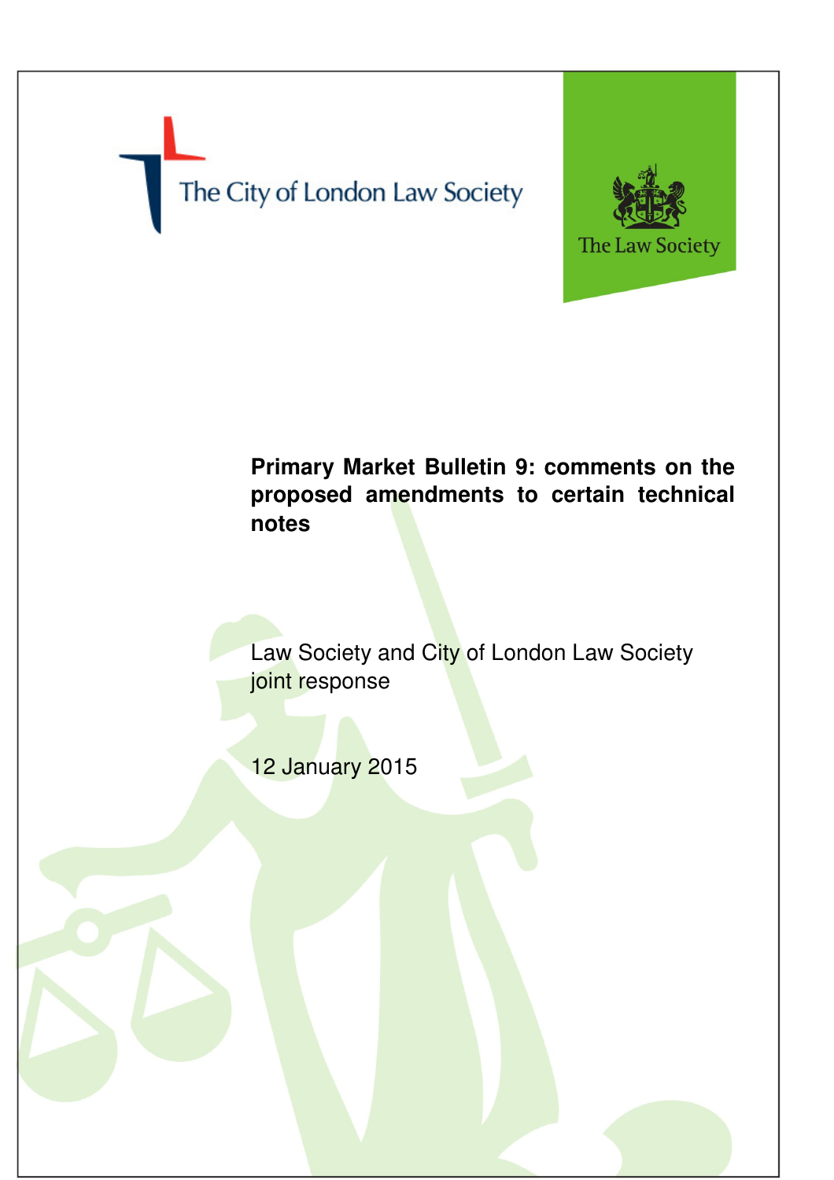The City of London Law Society

The Law Society

# Primary Market Bulletin 9: comments on the proposed amendments to certain technical notes

Law Society and City of London Law Society joint response

12 January 2015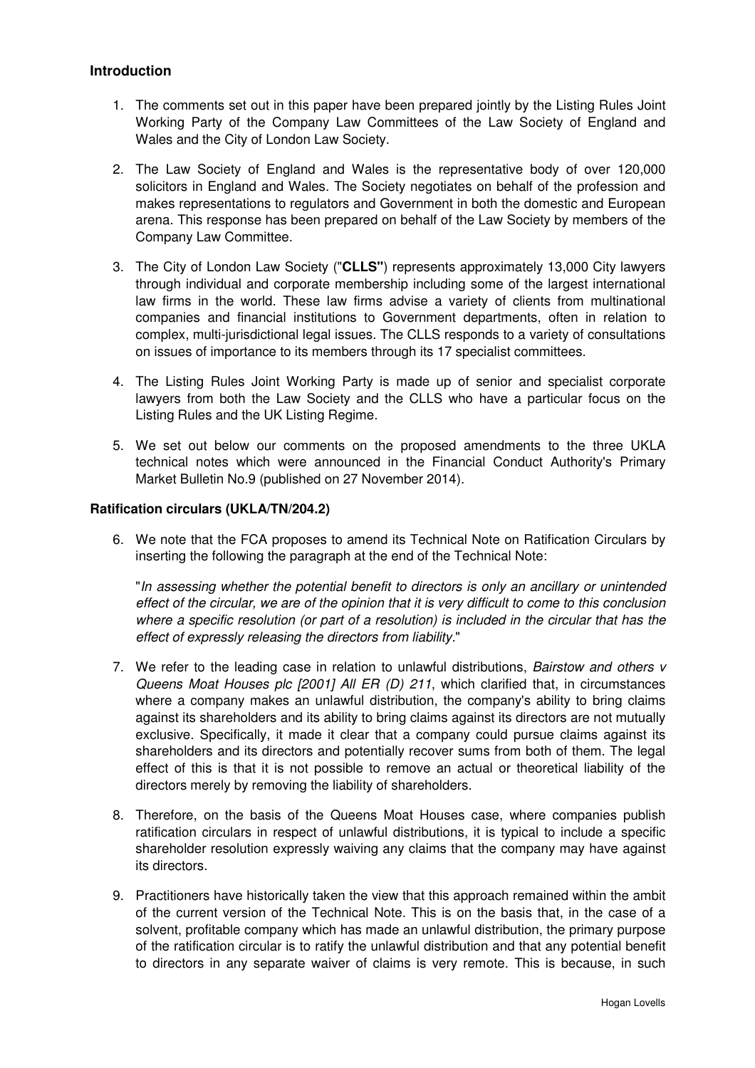## Introduction

1. The comments set out in this paper have been prepared jointly by the Listing Rules Joint Working Party of the Company Law Committees of the Law Society of England and Wales and the City of London Law Society.

2. The Law Society of England and Wales is the representative body of over 120,000 solicitors in England and Wales. The Society negotiates on behalf of the profession and makes representations to regulators and Government in both the domestic and European arena. This response has been prepared on behalf of the Law Society by members of the Company Law Committee.

3. The City of London Law Society ("**CLLS**") represents approximately 13,000 City lawyers through individual and corporate membership including some of the largest international law firms in the world. These law firms advise a variety of clients from multinational companies and financial institutions to Government departments, often in relation to complex, multi-jurisdictional legal issues. The CLLS responds to a variety of consultations on issues of importance to its members through its 17 specialist committees.

4. The Listing Rules Joint Working Party is made up of senior and specialist corporate lawyers from both the Law Society and the CLLS who have a particular focus on the Listing Rules and the UK Listing Regime.

5. We set out below our comments on the proposed amendments to the three UKLA technical notes which were announced in the Financial Conduct Authority's Primary Market Bulletin No.9 (published on 27 November 2014).

## Ratification circulars (UKLA/TN/204.2)

6. We note that the FCA proposes to amend its Technical Note on Ratification Circulars by inserting the following the paragraph at the end of the Technical Note:

   "*In assessing whether the potential benefit to directors is only an ancillary or unintended effect of the circular, we are of the opinion that it is very difficult to come to this conclusion where a specific resolution (or part of a resolution) is included in the circular that has the effect of expressly releasing the directors from liability.*"

7. We refer to the leading case in relation to unlawful distributions, *Bairstow and others v Queens Moat Houses plc [2001] All ER (D) 211*, which clarified that, in circumstances where a company makes an unlawful distribution, the company's ability to bring claims against its shareholders and its ability to bring claims against its directors are not mutually exclusive. Specifically, it made it clear that a company could pursue claims against its shareholders and its directors and potentially recover sums from both of them. The legal effect of this is that it is not possible to remove an actual or theoretical liability of the directors merely by removing the liability of shareholders.

8. Therefore, on the basis of the Queens Moat Houses case, where companies publish ratification circulars in respect of unlawful distributions, it is typical to include a specific shareholder resolution expressly waiving any claims that the company may have against its directors.

9. Practitioners have historically taken the view that this approach remained within the ambit of the current version of the Technical Note. This is on the basis that, in the case of a solvent, profitable company which has made an unlawful distribution, the primary purpose of the ratification circular is to ratify the unlawful distribution and that any potential benefit to directors in any separate waiver of claims is very remote. This is because, in such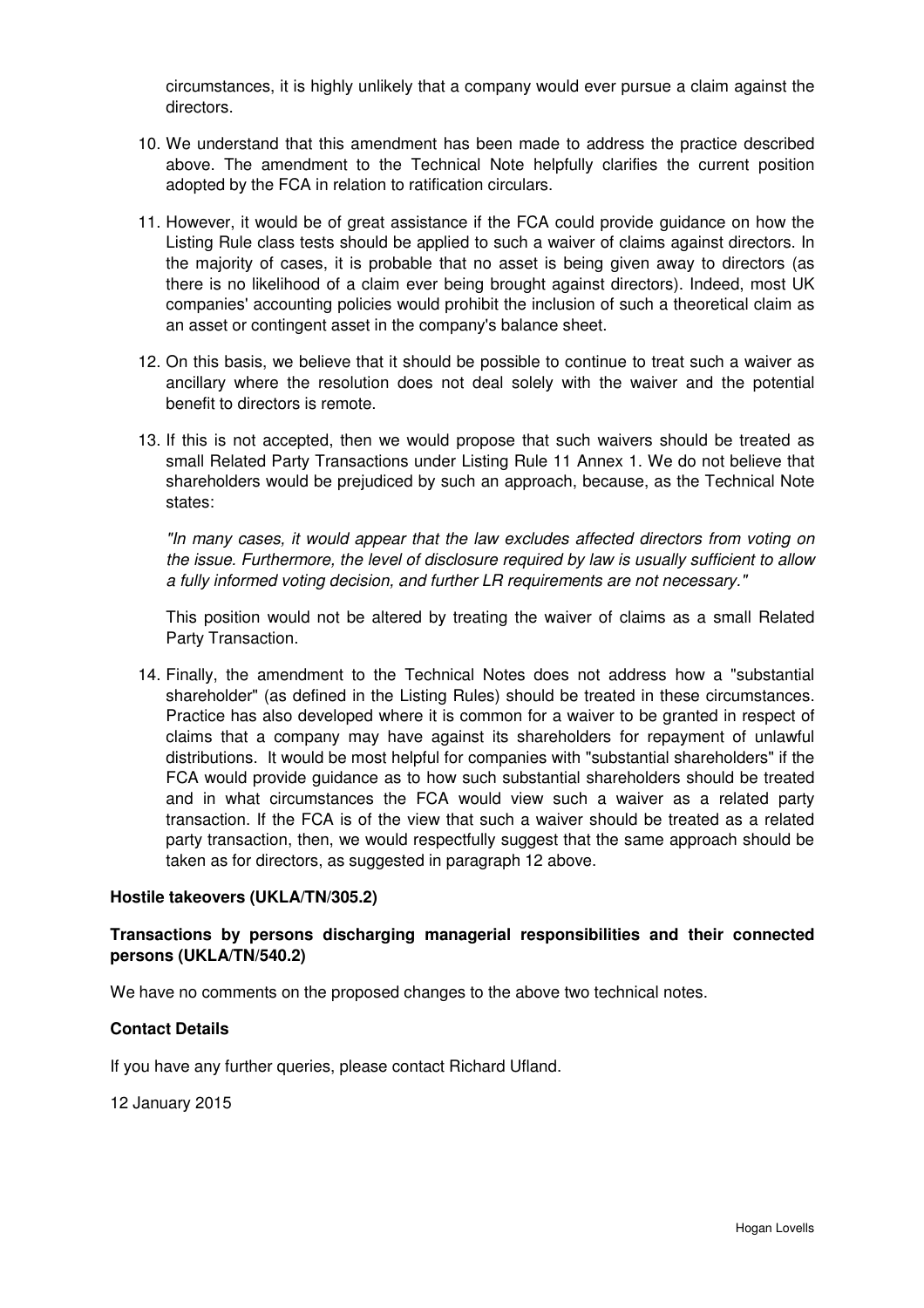circumstances, it is highly unlikely that a company would ever pursue a claim against the directors.

10. We understand that this amendment has been made to address the practice described above. The amendment to the Technical Note helpfully clarifies the current position adopted by the FCA in relation to ratification circulars.

11. However, it would be of great assistance if the FCA could provide guidance on how the Listing Rule class tests should be applied to such a waiver of claims against directors. In the majority of cases, it is probable that no asset is being given away to directors (as there is no likelihood of a claim ever being brought against directors). Indeed, most UK companies' accounting policies would prohibit the inclusion of such a theoretical claim as an asset or contingent asset in the company's balance sheet.

12. On this basis, we believe that it should be possible to continue to treat such a waiver as ancillary where the resolution does not deal solely with the waiver and the potential benefit to directors is remote.

13. If this is not accepted, then we would propose that such waivers should be treated as small Related Party Transactions under Listing Rule 11 Annex 1. We do not believe that shareholders would be prejudiced by such an approach, because, as the Technical Note states:

    *"In many cases, it would appear that the law excludes affected directors from voting on the issue. Furthermore, the level of disclosure required by law is usually sufficient to allow a fully informed voting decision, and further LR requirements are not necessary."*

    This position would not be altered by treating the waiver of claims as a small Related Party Transaction.

14. Finally, the amendment to the Technical Notes does not address how a "substantial shareholder" (as defined in the Listing Rules) should be treated in these circumstances. Practice has also developed where it is common for a waiver to be granted in respect of claims that a company may have against its shareholders for repayment of unlawful distributions. It would be most helpful for companies with "substantial shareholders" if the FCA would provide guidance as to how such substantial shareholders should be treated and in what circumstances the FCA would view such a waiver as a related party transaction. If the FCA is of the view that such a waiver should be treated as a related party transaction, then, we would respectfully suggest that the same approach should be taken as for directors, as suggested in paragraph 12 above.

**Hostile takeovers (UKLA/TN/305.2)**

**Transactions by persons discharging managerial responsibilities and their connected persons (UKLA/TN/540.2)**

We have no comments on the proposed changes to the above two technical notes.

**Contact Details**

If you have any further queries, please contact Richard Ufland.

12 January 2015